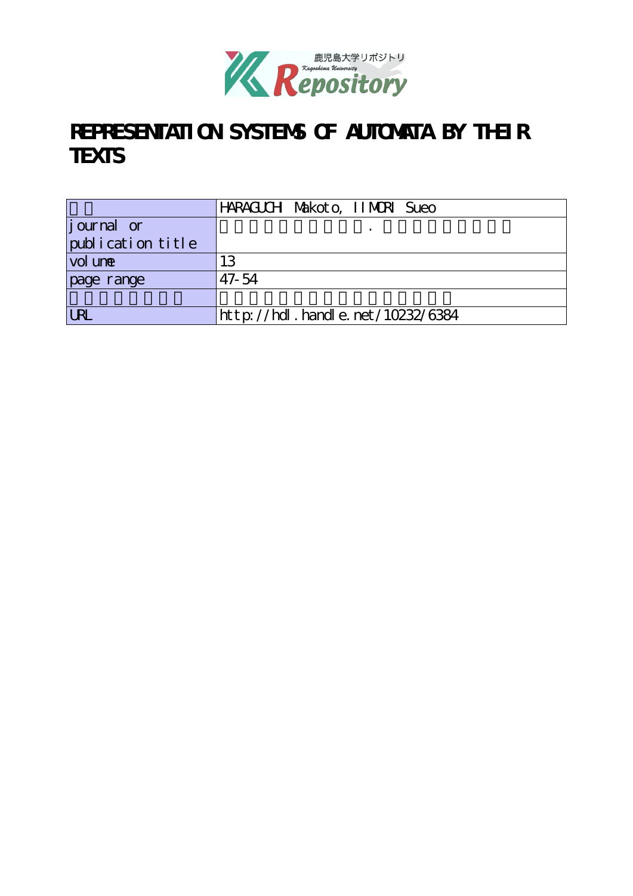# REPRESENTATION SYSTEMS OF AUTOMATA BY THEIR TEXTS

| | |
|---|---|
| | HARAGUCHI Makoto, IIMORI Sueo |
| journal or publication title | . |
| volume | 13 |
| page range | 47-54 |
| | |
| URL | http://hdl.handle.net/10232/6384 |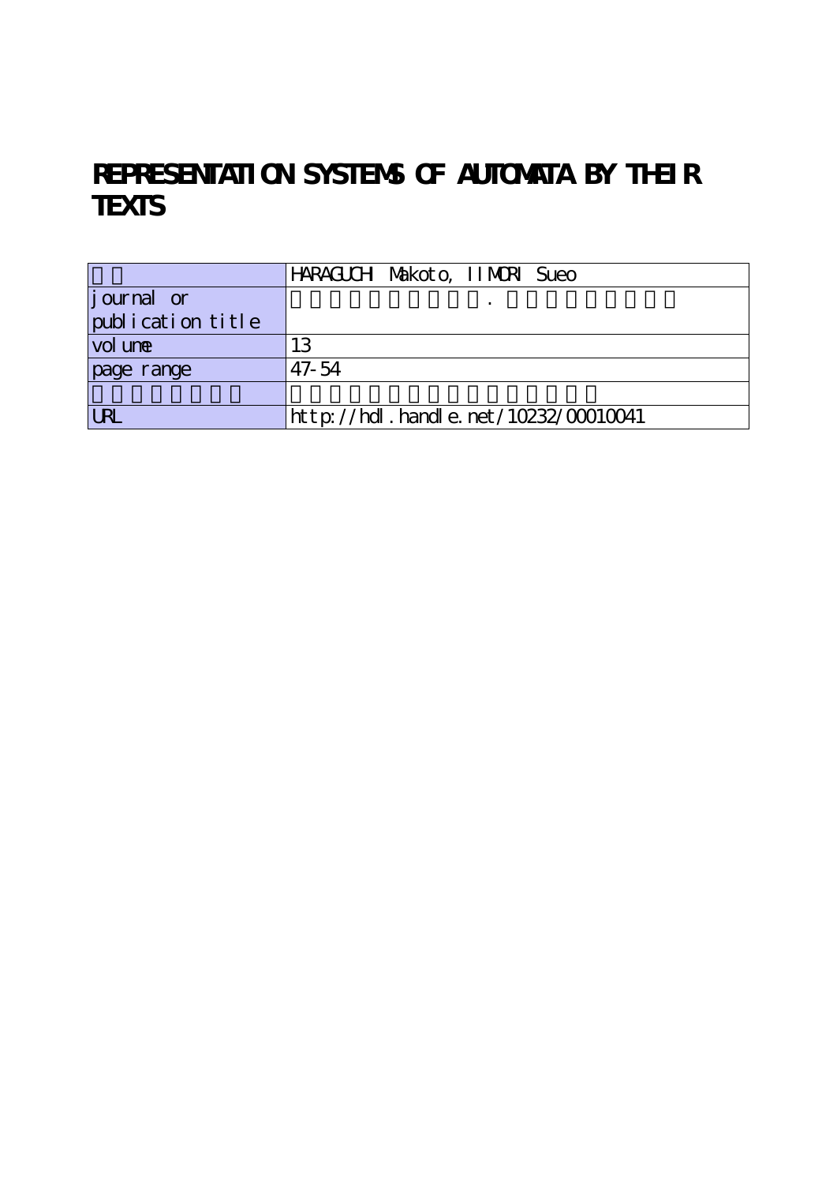# REPRESENTATION SYSTEMS OF AUTOMATA BY THEIR TEXTS

| | HARAGUCHI Makoto, IIMORI Sueo |
|---|---|
| journal or publication title | . |
| volume | 13 |
| page range | 47-54 |
| | |
| URL | http://hdl.handle.net/10232/00010041 |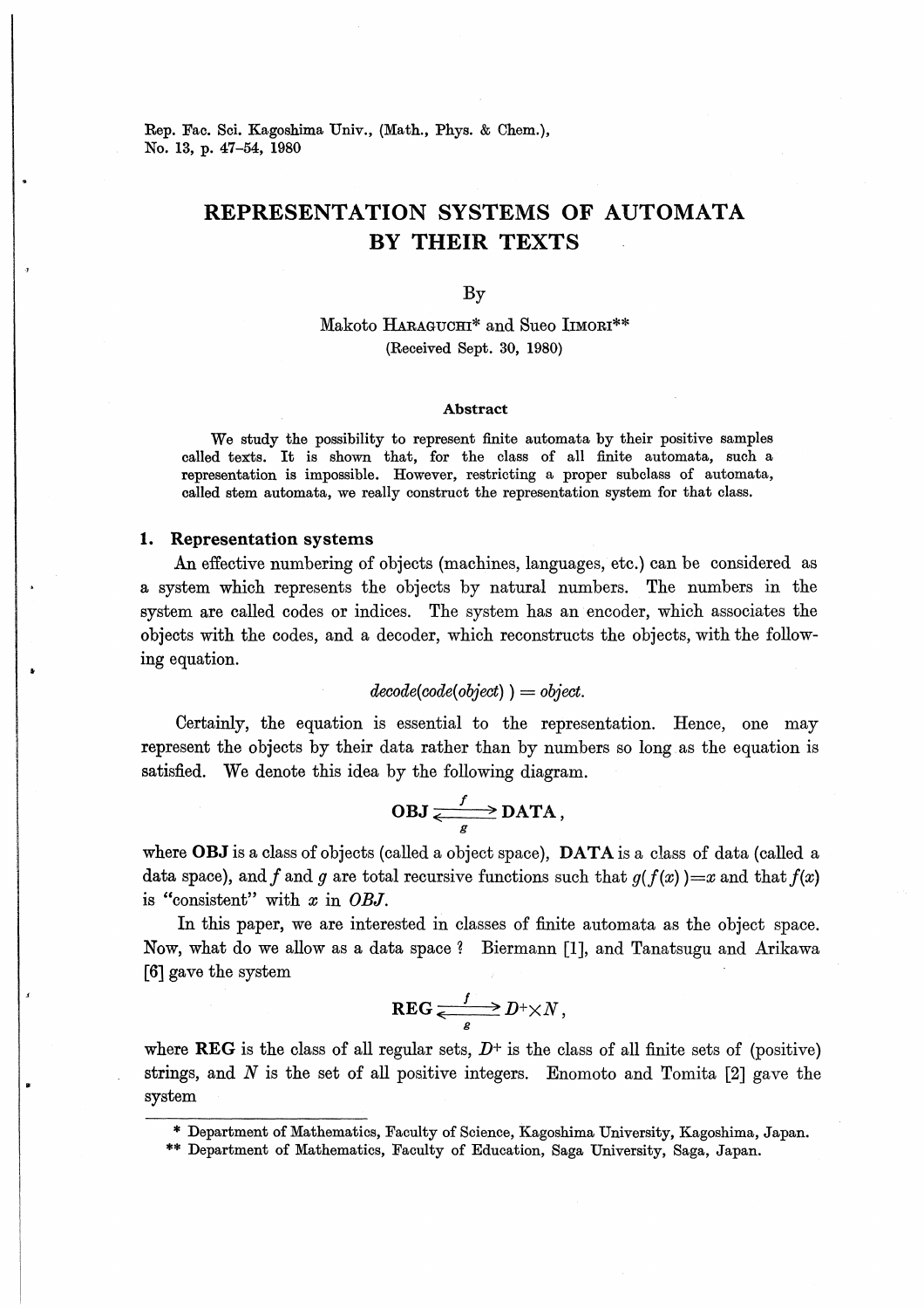Rep. Fac. Sci. Kagoshima Univ., (Math., Phys. & Chem.),
No. 13, p. 47–54, 1980

# REPRESENTATION SYSTEMS OF AUTOMATA BY THEIR TEXTS

By

Makoto HARAGUCHI* and Sueo IIMORI**

(Received Sept. 30, 1980)

### Abstract

We study the possibility to represent finite automata by their positive samples called texts. It is shown that, for the class of all finite automata, such a representation is impossible. However, restricting a proper subclass of automata, called stem automata, we really construct the representation system for that class.

## 1. Representation systems

An effective numbering of objects (machines, languages, etc.) can be considered as a system which represents the objects by natural numbers. The numbers in the system are called codes or indices. The system has an encoder, which associates the objects with the codes, and a decoder, which reconstructs the objects, with the following equation.

$$decode(code(object)) = object.$$

Certainly, the equation is essential to the representation. Hence, one may represent the objects by their data rather than by numbers so long as the equation is satisfied. We denote this idea by the following diagram.

$$\mathbf{OBJ} \underset{g}{\overset{f}{\rightleftarrows}} \mathbf{DATA},$$

where **OBJ** is a class of objects (called a object space), **DATA** is a class of data (called a data space), and $f$ and $g$ are total recursive functions such that $g(f(x))=x$ and that $f(x)$ is "consistent" with $x$ in *OBJ*.

In this paper, we are interested in classes of finite automata as the object space. Now, what do we allow as a data space? Biermann [1], and Tanatsugu and Arikawa [6] gave the system

$$\mathbf{REG} \underset{g}{\overset{f}{\rightleftarrows}} D^{+} \times N,$$

where **REG** is the class of all regular sets, $D^+$ is the class of all finite sets of (positive) strings, and $N$ is the set of all positive integers. Enomoto and Tomita [2] gave the system

---

\* Department of Mathematics, Faculty of Science, Kagoshima University, Kagoshima, Japan.

\*\* Department of Mathematics, Faculty of Education, Saga University, Saga, Japan.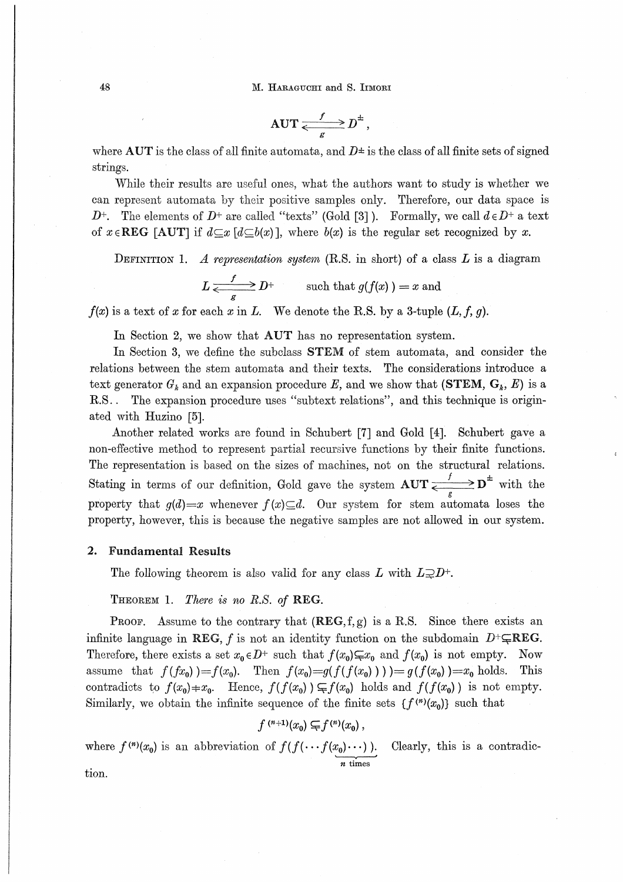$$\mathbf{AUT} \underset{g}{\overset{f}{\rightleftarrows}} D^{\pm},$$

where **AUT** is the class of all finite automata, and $D^{\pm}$ is the class of all finite sets of signed strings.

While their results are useful ones, what the authors want to study is whether we can represent automata by their positive samples only. Therefore, our data space is $D^{+}$. The elements of $D^{+}$ are called "texts" (Gold [3]). Formally, we call $d \in D^{+}$ a text of $x \in \mathbf{REG}$ [**AUT**] if $d \subseteq x$ [$d \subseteq b(x)$], where $b(x)$ is the regular set recognized by $x$.

DEFINITION 1. *A representation system* (R.S. in short) *of a class* $L$ *is a diagram*

$$L \underset{g}{\overset{f}{\rightleftarrows}} D^{+} \qquad \text{such that } g(f(x)) = x \text{ and}$$

$f(x)$ is a text of $x$ for each $x$ in $L$. We denote the R.S. by a 3-tuple $(L, f, g)$.

In Section 2, we show that **AUT** has no representation system.

In Section 3, we define the subclass **STEM** of stem automata, and consider the relations between the stem automata and their texts. The considerations introduce a text generator $G_k$ and an expansion procedure $E$, and we show that (**STEM**, $\mathbf{G}_k$, $E$) is a R.S.. The expansion procedure uses "subtext relations", and this technique is originated with Huzino [5].

Another related works are found in Schubert [7] and Gold [4]. Schubert gave a non-effective method to represent partial recursive functions by their finite functions. The representation is based on the sizes of machines, not on the structural relations. Stating in terms of our definition, Gold gave the system $\mathbf{AUT} \underset{g}{\overset{f}{\rightleftarrows}} \mathbf{D}^{\pm}$ with the property that $g(d)=x$ whenever $f(x) \subseteq d$. Our system for stem automata loses the property, however, this is because the negative samples are not allowed in our system.

## 2. Fundamental Results

The following theorem is also valid for any class $L$ with $L \supsetneqq D^{+}$.

THEOREM 1. *There is no R.S. of* **REG**.

PROOF. Assume to the contrary that (**REG**, f, g) is a R.S. Since there exists an infinite language in **REG**, $f$ is not an identity function on the subdomain $D^{+} \subsetneqq \mathbf{REG}$. Therefore, there exists a set $x_0 \in D^{+}$ such that $f(x_0) \subsetneqq x_0$ and $f(x_0)$ is not empty. Now assume that $f(fx_0)) = f(x_0)$. Then $f(x_0) = g(f(f(x_0)))) = g(f(x_0)) = x_0$ holds. This contradicts to $f(x_0) \neq x_0$. Hence, $f(f(x_0)) \subsetneqq f(x_0)$ holds and $f(f(x_0))$ is not empty. Similarly, we obtain the infinite sequence of the finite sets $\{f^{(n)}(x_0)\}$ such that

$$f^{(n+1)}(x_0) \subsetneqq f^{(n)}(x_0),$$

where $f^{(n)}(x_0)$ is an abbreviation of $\underbrace{f(f(\cdots f(x_0)\cdots))}_{n \text{ times}}$. Clearly, this is a contradiction.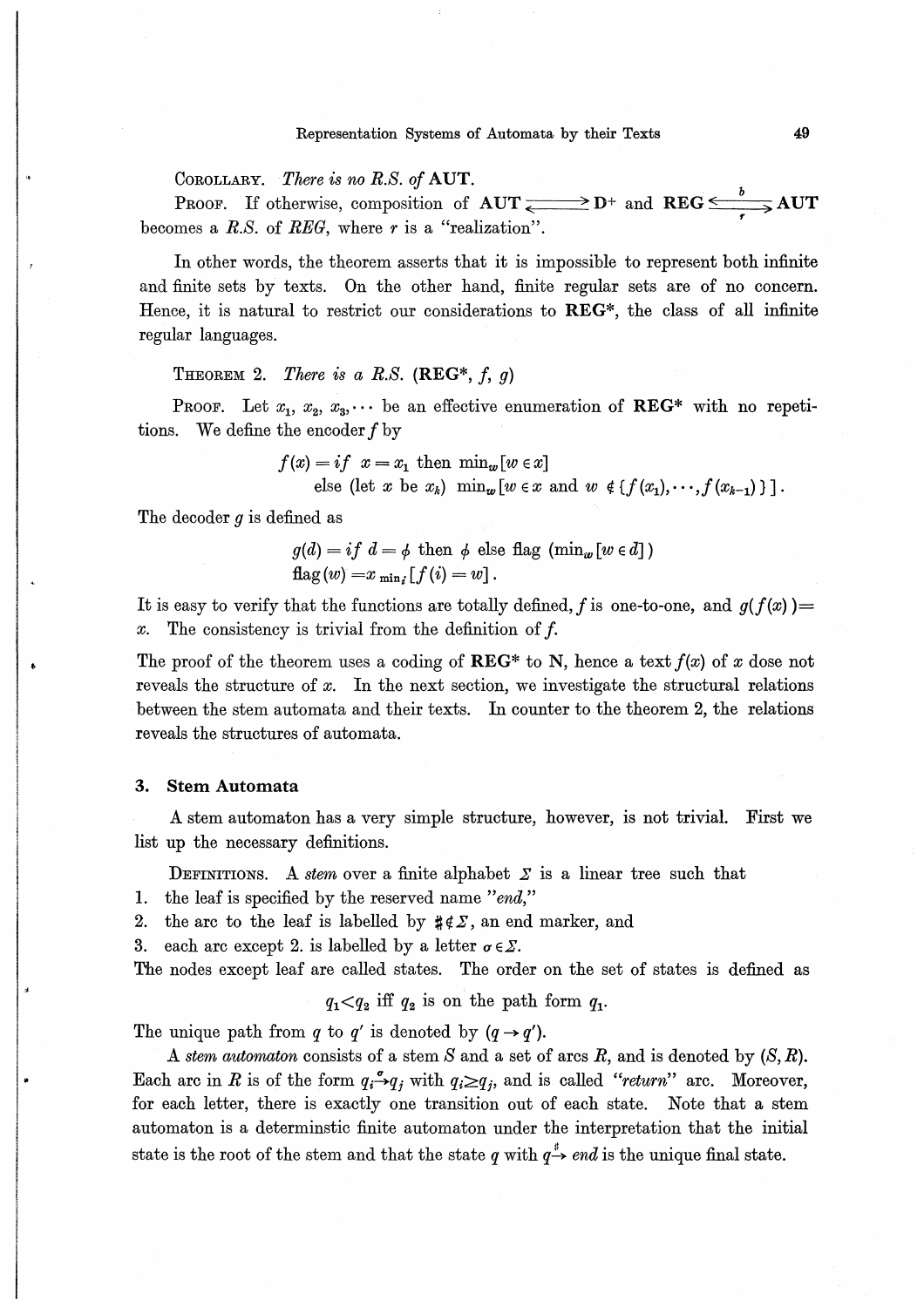COROLLARY. *There is no R.S. of* **AUT**.

PROOF. If otherwise, composition of $\mathbf{AUT} \rightleftarrows \mathbf{D}^+$ and $\mathbf{REG} \underset{r}{\overset{b}{\rightleftarrows}} \mathbf{AUT}$ becomes a *R.S.* of *REG*, where $r$ is a "realization".

In other words, the theorem asserts that it is impossible to represent both infinite and finite sets by texts. On the other hand, finite regular sets are of no concern. Hence, it is natural to restrict our considerations to **REG\***, the class of all infinite regular languages.

THEOREM 2. *There is a R.S.* (**REG\***, $f$, $g$)

PROOF. Let $x_1, x_2, x_3, \cdots$ be an effective enumeration of **REG\*** with no repetitions. We define the encoder $f$ by

$$f(x) = if \;\; x = x_1 \text{ then } \min_w [w \in x]$$
$$\text{else (let } x \text{ be } x_k) \; \min_w [w \in x \text{ and } w \notin \{f(x_1), \cdots, f(x_{k-1})\}].$$

The decoder $g$ is defined as

$$g(d) = if \;\; d = \phi \text{ then } \phi \text{ else flag } (\min_w [w \in d])$$
$$\text{flag}(w) = x_{\min_i [f(i) = w]}.$$

It is easy to verify that the functions are totally defined, $f$ is one-to-one, and $g(f(x)) = x$. The consistency is trivial from the definition of $f$.

The proof of the theorem uses a coding of **REG\*** to **N**, hence a text $f(x)$ of $x$ dose not reveals the structure of $x$. In the next section, we investigate the structural relations between the stem automata and their texts. In counter to the theorem 2, the relations reveals the structures of automata.

## 3. Stem Automata

A stem automaton has a very simple structure, however, is not trivial. First we list up the necessary definitions.

DEFINITIONS. A *stem* over a finite alphabet $\Sigma$ is a linear tree such that

1. the leaf is specified by the reserved name "*end*,"
2. the arc to the leaf is labelled by $\# \notin \Sigma$, an end marker, and
3. each arc except 2. is labelled by a letter $\sigma \in \Sigma$.

The nodes except leaf are called states. The order on the set of states is defined as

$$q_1 < q_2 \text{ iff } q_2 \text{ is on the path form } q_1.$$

The unique path from $q$ to $q'$ is denoted by $(q \rightarrow q')$.

A *stem automaton* consists of a stem $S$ and a set of arcs $R$, and is denoted by $(S, R)$. Each arc in $R$ is of the form $q_i \xrightarrow{\sigma} q_j$ with $q_i \geq q_j$, and is called "*return*" arc. Moreover, for each letter, there is exactly one transition out of each state. Note that a stem automaton is a determinstic finite automaton under the interpretation that the initial state is the root of the stem and that the state $q$ with $q \xrightarrow{\#} end$ is the unique final state.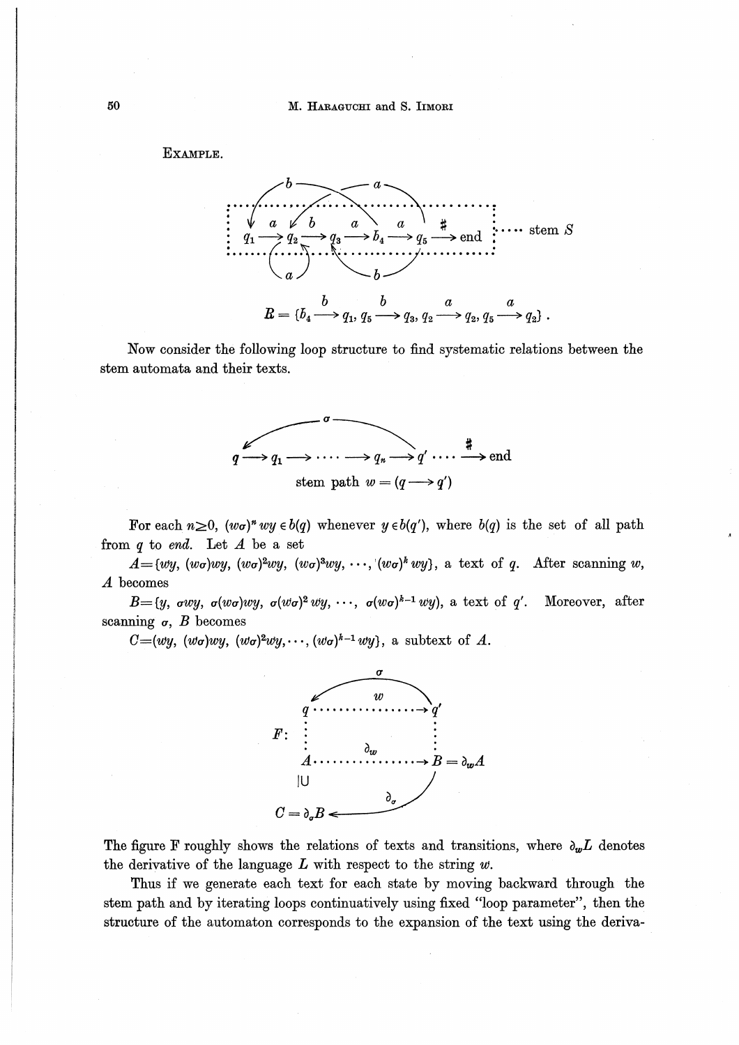EXAMPLE.

$$R = \{b_4 \xrightarrow{b} q_1,\ q_5 \xrightarrow{b} q_3,\ q_2 \xrightarrow{a} q_2,\ q_5 \xrightarrow{a} q_2\}\,.$$

Now consider the following loop structure to find systematic relations between the stem automata and their texts.

stem path $w = (q \longrightarrow q')$

For each $n \geq 0$, $(w\sigma)^n wy \in b(q)$ whenever $y \in b(q')$, where $b(q)$ is the set of all path from $q$ to *end*. Let $A$ be a set

$A = \{wy,\ (w\sigma)wy,\ (w\sigma)^2wy,\ (w\sigma)^3wy,\ \cdots,\ (w\sigma)^k wy\}$, a text of $q$. After scanning $w$, $A$ becomes

$B = \{y,\ \sigma wy,\ \sigma(w\sigma)wy,\ \sigma(w\sigma)^2 wy,\ \cdots,\ \sigma(w\sigma)^{k-1} wy)$, a text of $q'$. Moreover, after scanning $\sigma$, $B$ becomes

$C = (wy,\ (w\sigma)wy,\ (w\sigma)^2wy, \cdots,\ (w\sigma)^{k-1} wy\}$, a subtext of $A$.

The figure F roughly shows the relations of texts and transitions, where $\partial_w L$ denotes the derivative of the language $L$ with respect to the string $w$.

Thus if we generate each text for each state by moving backward through the stem path and by iterating loops continuatively using fixed "loop parameter", then the structure of the automaton corresponds to the expansion of the text using the deriva-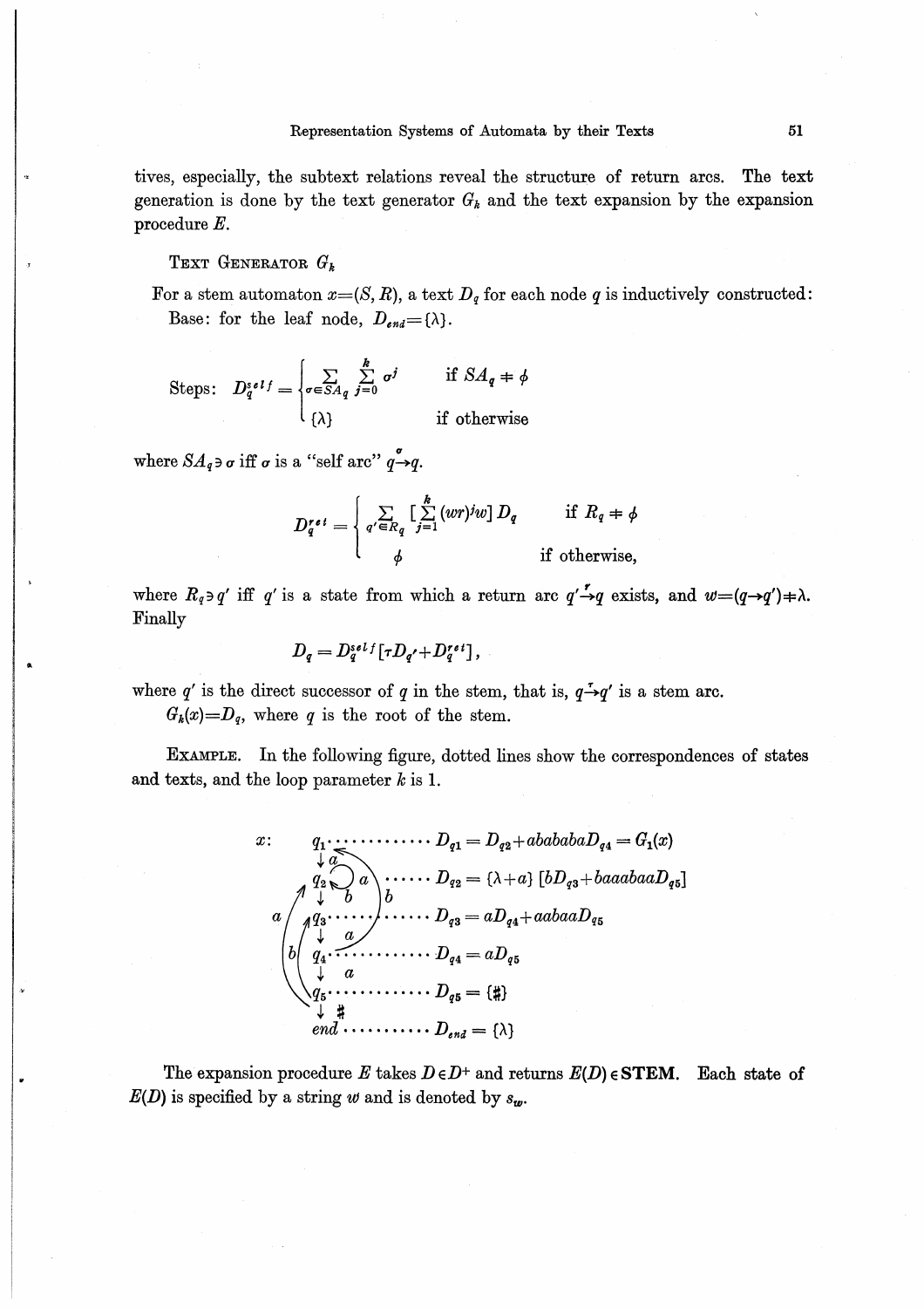tives, especially, the subtext relations reveal the structure of return arcs. The text generation is done by the text generator $G_k$ and the text expansion by the expansion procedure $E$.

### TEXT GENERATOR $G_k$

For a stem automaton $x=(S, R)$, a text $D_q$ for each node $q$ is inductively constructed:

Base: for the leaf node, $D_{end}=\{\lambda\}$.

$$\text{Steps:}\quad D_q^{self} = \begin{cases} \sum_{\sigma \in SA_q} \sum_{j=0}^{k} \sigma^j & \text{if } SA_q \neq \phi \\ \{\lambda\} & \text{if otherwise} \end{cases}$$

where $SA_q \ni \sigma$ iff $\sigma$ is a "self arc" $q \xrightarrow{\sigma} q$.

$$D_q^{ret} = \begin{cases} \sum_{q' \in R_q} \left[\sum_{j=1}^{k} (wr)^j w\right] D_q & \text{if } R_q \neq \phi \\ \phi & \text{if otherwise,} \end{cases}$$

where $R_q \ni q'$ iff $q'$ is a state from which a return arc $q' \xrightarrow{r} q$ exists, and $w=(q \to q') \neq \lambda$.

Finally

$$D_q = D_q^{self}[\tau D_{q'} + D_q^{ret}],$$

where $q'$ is the direct successor of $q$ in the stem, that is, $q \xrightarrow{\tau} q'$ is a stem arc.

$G_k(x)=D_q$, where $q$ is the root of the stem.

EXAMPLE. In the following figure, dotted lines show the correspondences of states and texts, and the loop parameter $k$ is 1.

$x$: (stem automaton $q_1 \xrightarrow{a} q_2 \xrightarrow{b} q_3 \xrightarrow{a} q_4 \xrightarrow{a} q_5 \xrightarrow{\#} end$, with self arc $a$ on $q_2$, and return arcs labeled $a$, $b$, $b$)

$q_1$ ............ $D_{q1} = D_{q2} + abababaD_{q4} = G_1(x)$

$q_2$ ...... $D_{q2} = \{\lambda + a\}\,[bD_{q3} + baaabaaD_{q5}]$

$q_3$ ...... $D_{q3} = aD_{q4} + aabaaD_{q5}$

$q_4$ ............ $D_{q4} = aD_{q5}$

$q_5$ ............ $D_{q5} = \{\#\}$

$end$ ........... $D_{end} = \{\lambda\}$

The expansion procedure $E$ takes $D \in D^+$ and returns $E(D) \in \mathbf{STEM}$. Each state of $E(D)$ is specified by a string $w$ and is denoted by $s_w$.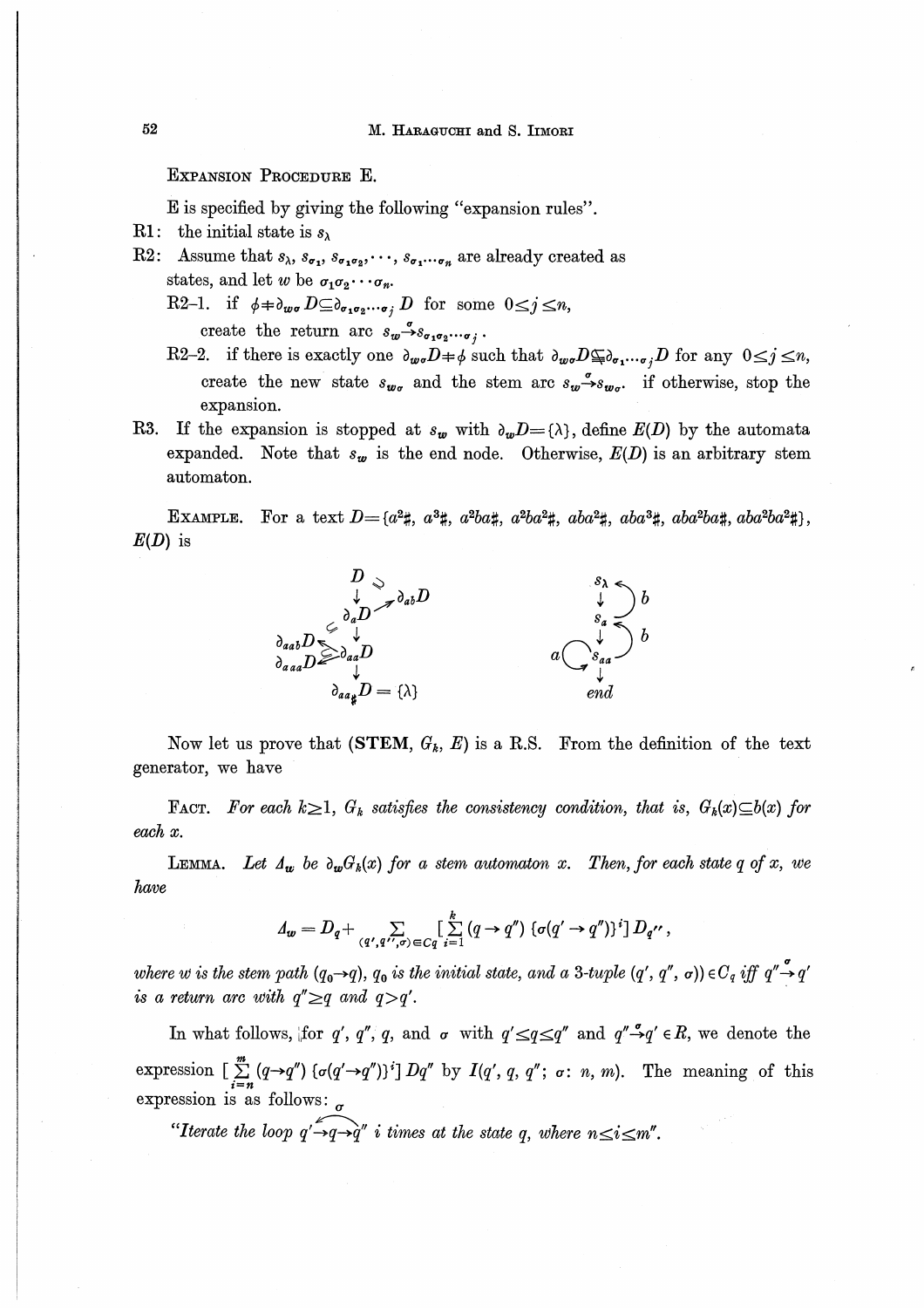EXPANSION PROCEDURE E.

E is specified by giving the following "expansion rules".

R1: the initial state is $s_\lambda$

R2: Assume that $s_\lambda, s_{\sigma_1}, s_{\sigma_1\sigma_2}, \cdots, s_{\sigma_1\cdots\sigma_n}$ are already created as states, and let $w$ be $\sigma_1\sigma_2\cdots\sigma_n$.

R2–1. if $\phi \neq \partial_{w\sigma} D \subseteq \partial_{\sigma_1\sigma_2\cdots\sigma_j} D$ for some $0 \leq j \leq n$, create the return arc $s_w \xrightarrow{\sigma} s_{\sigma_1\sigma_2\cdots\sigma_j}$.

R2–2. if there is exactly one $\partial_{w\sigma} D \neq \phi$ such that $\partial_{w\sigma} D \subsetneq \partial_{\sigma_1\cdots\sigma_j} D$ for any $0 \leq j \leq n$, create the new state $s_{w\sigma}$ and the stem arc $s_w \xrightarrow{\sigma} s_{w\sigma}$. if otherwise, stop the expansion.

R3. If the expansion is stopped at $s_w$ with $\partial_w D = \{\lambda\}$, define $E(D)$ by the automata expanded. Note that $s_w$ is the end node. Otherwise, $E(D)$ is an arbitrary stem automaton.

EXAMPLE. For a text $D = \{a^2\#, a^3\#, a^2ba\#, a^2ba^2\#, aba^2\#, aba^3\#, aba^2ba\#, aba^2ba^2\#\}$, $E(D)$ is

$$
\begin{array}{ccc}
D & \supseteq & \\
\downarrow & \nearrow \partial_{ab} D & \\
\partial_a D & & \\
\downarrow & & \\
\partial_{aab} D \supseteq \partial_{aaa} D \subseteq & \partial_{aa} D & \\
\downarrow & & \\
\partial_{aa\#} D = \{\lambda\} & &
\end{array}
\qquad\qquad
\begin{array}{c}
s_\lambda \\
\downarrow \;\; (b \text{ return to } s_\lambda) \\
s_a \\
\downarrow \;\; (b \text{ return to } s_a) \\
s_{aa} \;\; (a \text{ loop}) \\
\downarrow \\
end
\end{array}
$$

Now let us prove that (**STEM**, $G_k$, $E$) is a R.S. From the definition of the text generator, we have

FACT. *For each $k \geq 1$, $G_k$ satisfies the consistency condition, that is, $G_k(x) \subseteq b(x)$ for each $x$.*

LEMMA. *Let $\Delta_w$ be $\partial_w G_k(x)$ for a stem automaton $x$. Then, for each state $q$ of $x$, we have*

$$
\Delta_w = D_q + \sum_{(q', q'', \sigma) \in C_q} \Big[ \sum_{i=1}^{k} (q \rightarrow q'') \{\sigma(q' \rightarrow q'')\}^i \Big] D_{q''},
$$

*where $w$ is the stem path $(q_0 \rightarrow q)$, $q_0$ is the initial state, and a 3-tuple $(q', q'', \sigma)) \in C_q$ iff $q'' \xrightarrow{\sigma} q'$ is a return arc with $q'' \geq q$ and $q > q'$.*

In what follows, for $q'$, $q''$, $q$, and $\sigma$ with $q' \leq q \leq q''$ and $q'' \xrightarrow{\sigma} q' \in R$, we denote the expression $[\sum_{i=n}^{m} (q \rightarrow q'') \{\sigma(q' \rightarrow q'')\}^i] Dq''$ by $I(q', q, q''; \sigma: n, m)$. The meaning of this expression is as follows:

"Iterate the loop $\overset{\sigma}{\overleftarrow{q' \rightarrow q \rightarrow q''}}$ $i$ times at the state $q$, where $n \leq i \leq m$".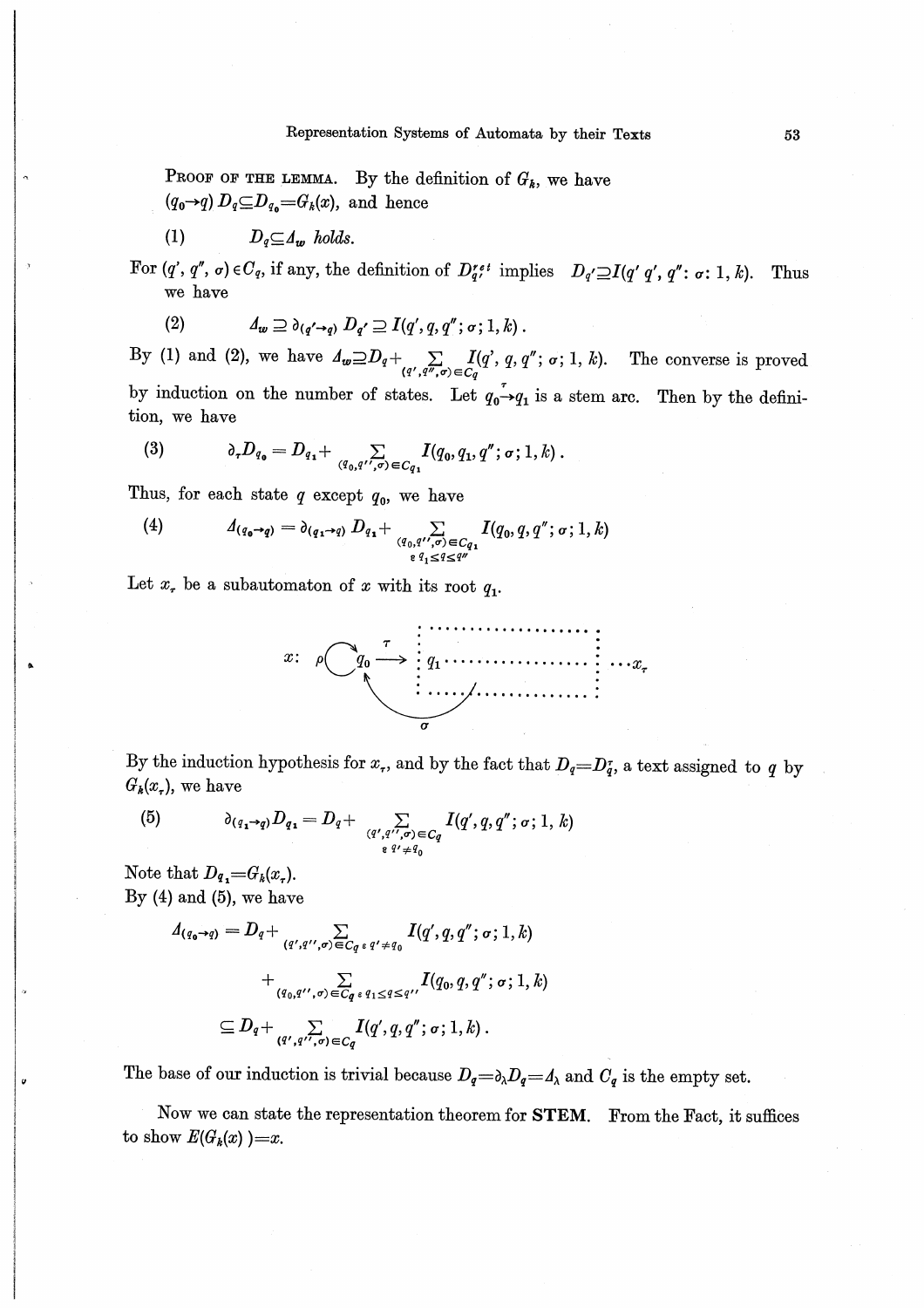**Proof of the lemma.** By the definition of $G_k$, we have $(q_0 \to q)\, D_q \subseteq D_{q_0} = G_k(x)$, and hence

(1) $\quad D_q \subseteq \varDelta_w$ *holds.*

For $(q', q'', \sigma) \in C_q$, if any, the definition of $D_{q'}^{ret}$ implies $D_{q'} \supseteq I(q'\, q', q'' : \sigma : 1, k)$. Thus we have

(2) $\quad \varDelta_w \supseteq \partial_{(q' \to q)} D_{q'} \supseteq I(q', q, q''; \sigma; 1, k)\,.$

By (1) and (2), we have $\varDelta_w \supseteq D_q + \sum_{(q', q'', \sigma) \in C_q} I(q', q, q''; \sigma; 1, k)$. The converse is proved by induction on the number of states. Let $q_0 \overset{\tau}{\to} q_1$ is a stem arc. Then by the definition, we have

(3) $\quad \partial_\tau D_{q_0} = D_{q_1} + \sum_{(q_0, q'', \sigma) \in C_{q_1}} I(q_0, q_1, q''; \sigma; 1, k)\,.$

Thus, for each state $q$ except $q_0$, we have

(4) $\quad \varDelta_{(q_0 \to q)} = \partial_{(q_1 \to q)} D_{q_1} + \sum_{\substack{(q_0, q'', \sigma) \in C_{q_1} \\ \varepsilon\, q_1 \leq q \leq q''}} I(q_0, q, q''; \sigma; 1, k)$

Let $x_\tau$ be a subautomaton of $x$ with its root $q_1$.

$$x: \ \rho \circlearrowleft q_0 \overset{\tau}{\longrightarrow} \boxed{q_1 \cdots\cdots} \cdots x_\tau \quad (\text{arc } \sigma \text{ back to } q_0)$$

By the induction hypothesis for $x_\tau$, and by the fact that $D_q = D_q^\tau$, a text assigned to $q$ by $G_k(x_\tau)$, we have

(5) $\quad \partial_{(q_1 \to q)} D_{q_1} = D_q + \sum_{\substack{(q', q'', \sigma) \in C_q \\ \varepsilon\, q' \neq q_0}} I(q', q, q''; \sigma; 1, k)$

Note that $D_{q_1} = G_k(x_\tau)$.

By (4) and (5), we have

$$\begin{aligned}
\varDelta_{(q_0 \to q)} &= D_q + \sum_{(q', q'', \sigma) \in C_q\ \varepsilon\ q' \neq q_0} I(q', q, q''; \sigma; 1, k) \\
&\quad + \sum_{(q_0, q'', \sigma) \in C_q\ \varepsilon\ q_1 \leq q \leq q''} I(q_0, q, q''; \sigma; 1, k) \\
&\subseteq D_q + \sum_{(q', q'', \sigma) \in C_q} I(q', q, q''; \sigma; 1, k)\,.
\end{aligned}$$

The base of our induction is trivial because $D_q = \partial_\lambda D_q = \varDelta_\lambda$ and $C_q$ is the empty set.

Now we can state the representation theorem for **STEM**. From the Fact, it suffices to show $E(G_k(x)) = x$.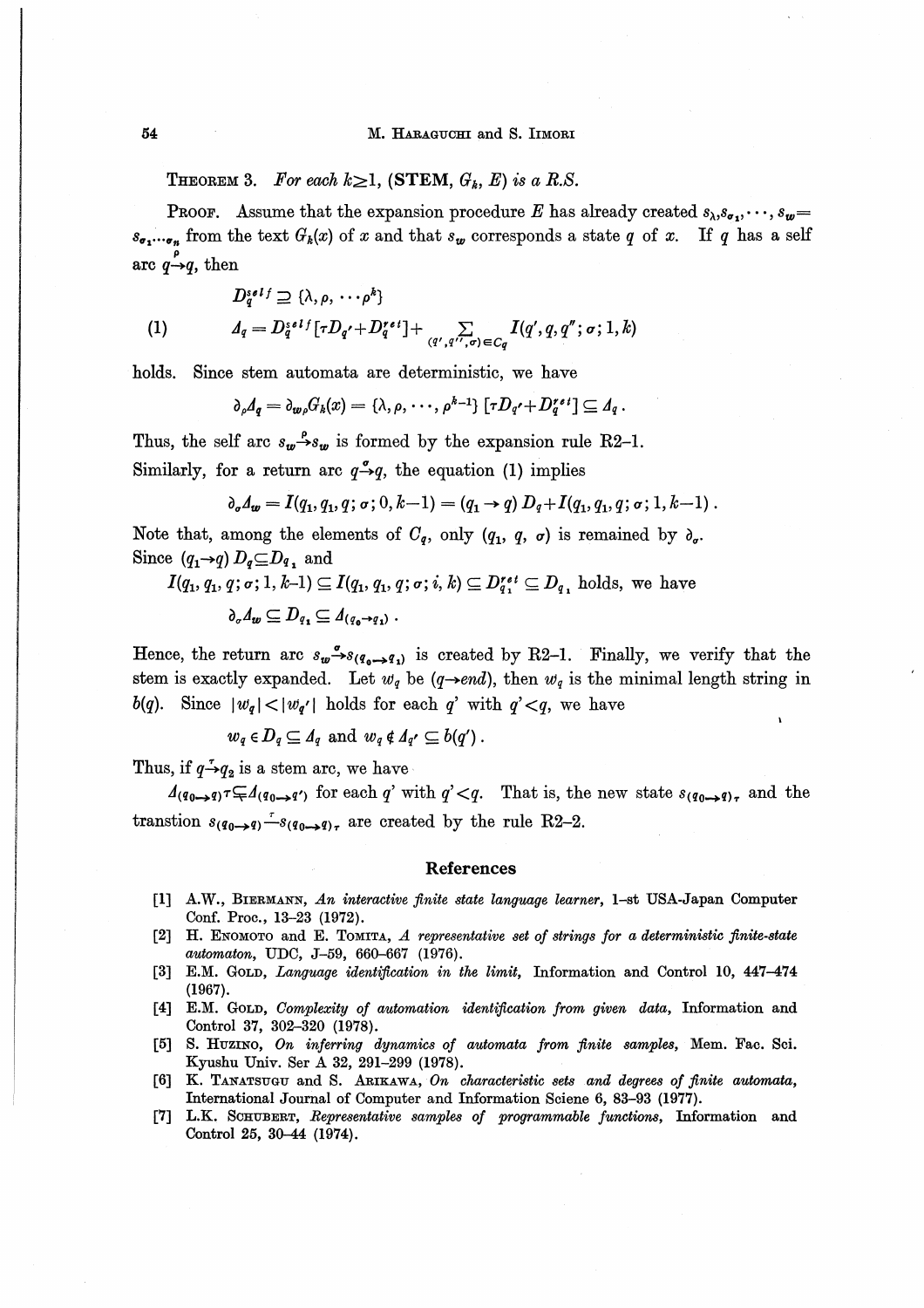**Theorem 3.** *For each $k \geq 1$, (**STEM**, $G_k$, $E$) is a R.S.*

**Proof.** Assume that the expansion procedure $E$ has already created $s_\lambda, s_{\sigma_1}, \cdots, s_w = s_{\sigma_1 \cdots \sigma_n}$ from the text $G_k(x)$ of $x$ and that $s_w$ corresponds a state $q$ of $x$. If $q$ has a self arc $q \overset{\rho}{\to} q$, then

$$D_q^{self} \supseteq \{\lambda, \rho, \cdots \rho^k\}$$

$$(1) \qquad \Delta_q = D_q^{self}[\tau D_{q'} + D_q^{ret}] + \sum_{(q', q'', \sigma) \in C_q} I(q', q, q''; \sigma; 1, k)$$

holds. Since stem automata are deterministic, we have

$$\partial_\rho \Delta_q = \partial_{w\rho} G_k(x) = \{\lambda, \rho, \cdots, \rho^{k-1}\}[\tau D_{q'} + D_q^{ret}] \subseteq \Delta_q .$$

Thus, the self arc $s_w \overset{\rho}{\to} s_w$ is formed by the expansion rule R2–1.

Similarly, for a return arc $q \overset{\sigma}{\to} q$, the equation (1) implies

$$\partial_\sigma \Delta_w = I(q_1, q_1, q; \sigma; 0, k-1) = (q_1 \to q) D_q + I(q_1, q_1, q; \sigma; 1, k-1) .$$

Note that, among the elements of $C_q$, only $(q_1, q, \sigma)$ is remained by $\partial_\sigma$.
Since $(q_1 \to q) D_q \subseteq D_{q_1}$ and

$I(q_1, q_1, q; 1, k-1) \subseteq I(q_1, q_1, q; \sigma; i, k) \subseteq D_{q_1}^{ret} \subseteq D_{q_1}$ holds, we have

$$\partial_\sigma \Delta_w \subseteq D_{q_1} \subseteq \Delta_{(q_0 \to q_1)} .$$

Hence, the return arc $s_w \overset{\sigma}{\to} s_{(q_0 \to q_1)}$ is created by R2–1. Finally, we verify that the stem is exactly expanded. Let $w_q$ be $(q \to end)$, then $w_q$ is the minimal length string in $b(q)$. Since $|w_q| < |w_{q'}|$ holds for each $q'$ with $q' < q$, we have

$$w_q \in D_q \subseteq \Delta_q \text{ and } w_q \notin \Delta_{q'} \subseteq b(q') .$$

Thus, if $q \overset{\tau}{\to} q_2$ is a stem arc, we have

$\Delta_{(q_0 \to q)\tau} \subsetneqq \Delta_{(q_0 \to q')}$ for each $q'$ with $q' < q$. That is, the new state $s_{(q_0 \to q)\tau}$ and the transtion $s_{(q_0 \to q)} \overset{\tau}{-} s_{(q_0 \to q)\tau}$ are created by the rule R2–2.

## References

[1] A.W., Biermann, *An interactive finite state language learner*, 1-st USA-Japan Computer Conf. Proc., 13–23 (1972).

[2] H. Enomoto and E. Tomita, *A representative set of strings for a deterministic finite-state automaton*, UDC, J–59, 660–667 (1976).

[3] E.M. Gold, *Language identification in the limit*, Information and Control 10, 447–474 (1967).

[4] E.M. Gold, *Complexity of automation identification from given data*, Information and Control 37, 302–320 (1978).

[5] S. Huzino, *On inferring dynamics of automata from finite samples*, Mem. Fac. Sci. Kyushu Univ. Ser A 32, 291–299 (1978).

[6] K. Tanatsugu and S. Arikawa, *On characteristic sets and degrees of finite automata*, International Journal of Computer and Information Sciene 6, 83–93 (1977).

[7] L.K. Schubert, *Representative samples of programmable functions*, Information and Control 25, 30–44 (1974).